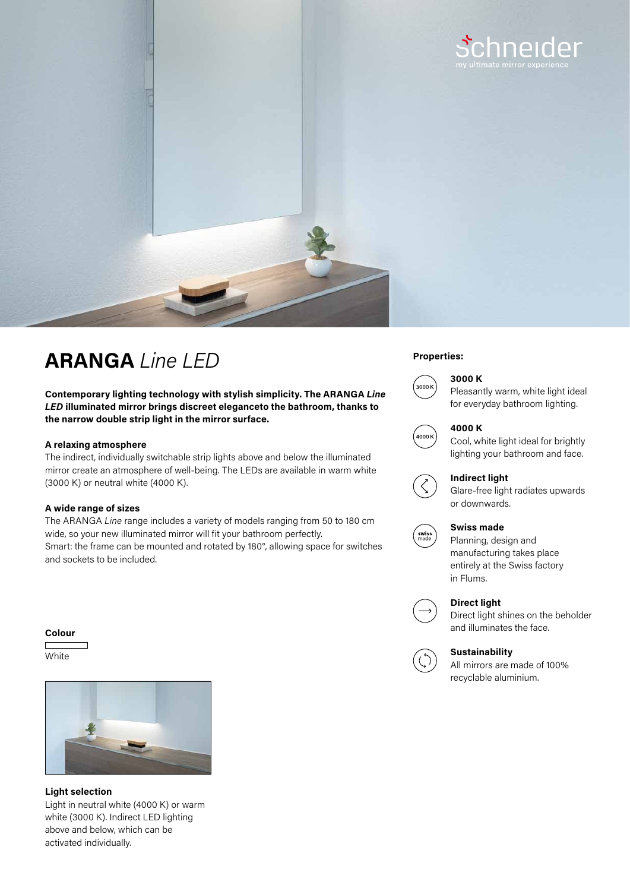# **ARANGA** *Line LED*

**Contemporary lighting technology with stylish simplicity. The ARANGA *Line LED* illuminated mirror brings discreet eleganceto the bathroom, thanks to the narrow double strip light in the mirror surface.**

**A relaxing atmosphere**

The indirect, individually switchable strip lights above and below the illuminated mirror create an atmosphere of well-being. The LEDs are available in warm white (3000 K) or neutral white (4000 K).

**A wide range of sizes**

The ARANGA *Line* range includes a variety of models ranging from 50 to 180 cm wide, so your new illuminated mirror will fit your bathroom perfectly.
Smart: the frame can be mounted and rotated by 180°, allowing space for switches and sockets to be included.

**Colour**

White

**Light selection**

Light in neutral white (4000 K) or warm white (3000 K). Indirect LED lighting above and below, which can be activated individually.

**Properties:**

**3000 K**
Pleasantly warm, white light ideal for everyday bathroom lighting.

**4000 K**
Cool, white light ideal for brightly lighting your bathroom and face.

**Indirect light**
Glare-free light radiates upwards or downwards.

**Swiss made**
Planning, design and manufacturing takes place entirely at the Swiss factory in Flums.

**Direct light**
Direct light shines on the beholder and illuminates the face.

**Sustainability**
All mirrors are made of 100% recyclable aluminium.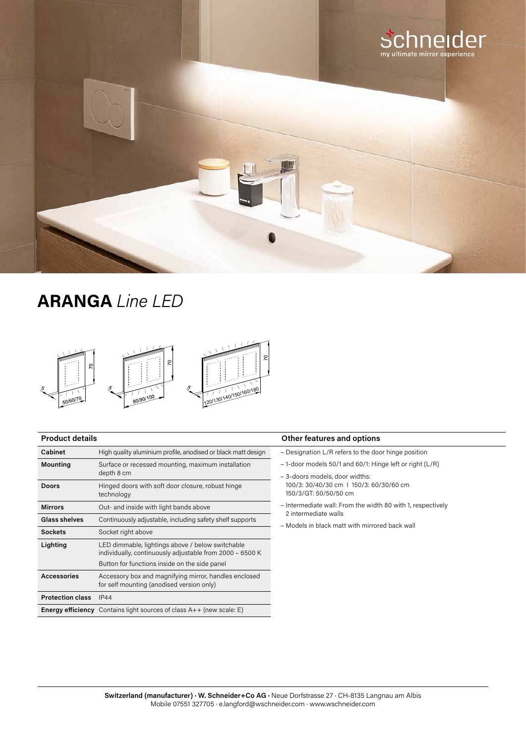# **ARANGA** *Line LED*

5
50/60/70
70

5
80/90/100
70

5
120/130/140/150/160/180
70

| **Product details** | |
|---|---|
| **Cabinet** | High quality aluminium profile, anodised or black matt design |
| **Mounting** | Surface or recessed mounting, maximum installation depth 8 cm |
| **Doors** | Hinged doors with soft door closure, robust hinge technology |
| **Mirrors** | Out- and inside with light bands above |
| **Glass shelves** | Continuously adjustable, including safety shelf supports |
| **Sockets** | Socket right above |
| **Lighting** | LED dimmable, lightings above / below switchable individually, continuously adjustable from 2000 – 6500 K<br>Button for functions inside on the side panel |
| **Accessories** | Accessory box and magnifying mirror, handles enclosed for self mounting (anodised version only) |
| **Protection class** | IP44 |
| **Energy efficiency** | Contains light sources of class A++ (new scale: E) |

**Other features and options**

- Designation L/R refers to the door hinge position
- 1-door models 50/1 and 60/1: Hinge left or right (L/R)
- 3-doors models, door widths:
  100/3: 30/40/30 cm I 150/3: 60/30/60 cm
  150/3/GT: 50/50/50 cm
- Intermediate wall: From the width 80 with 1, respectively 2 intermediate walls
- Models in black matt with mirrored back wall

**Switzerland (manufacturer) · W. Schneider+Co AG ·** Neue Dorfstrasse 27 · CH-8135 Langnau am Albis
Mobile 07551 327705 · e.langford@wschneider.com · www.wschneider.com